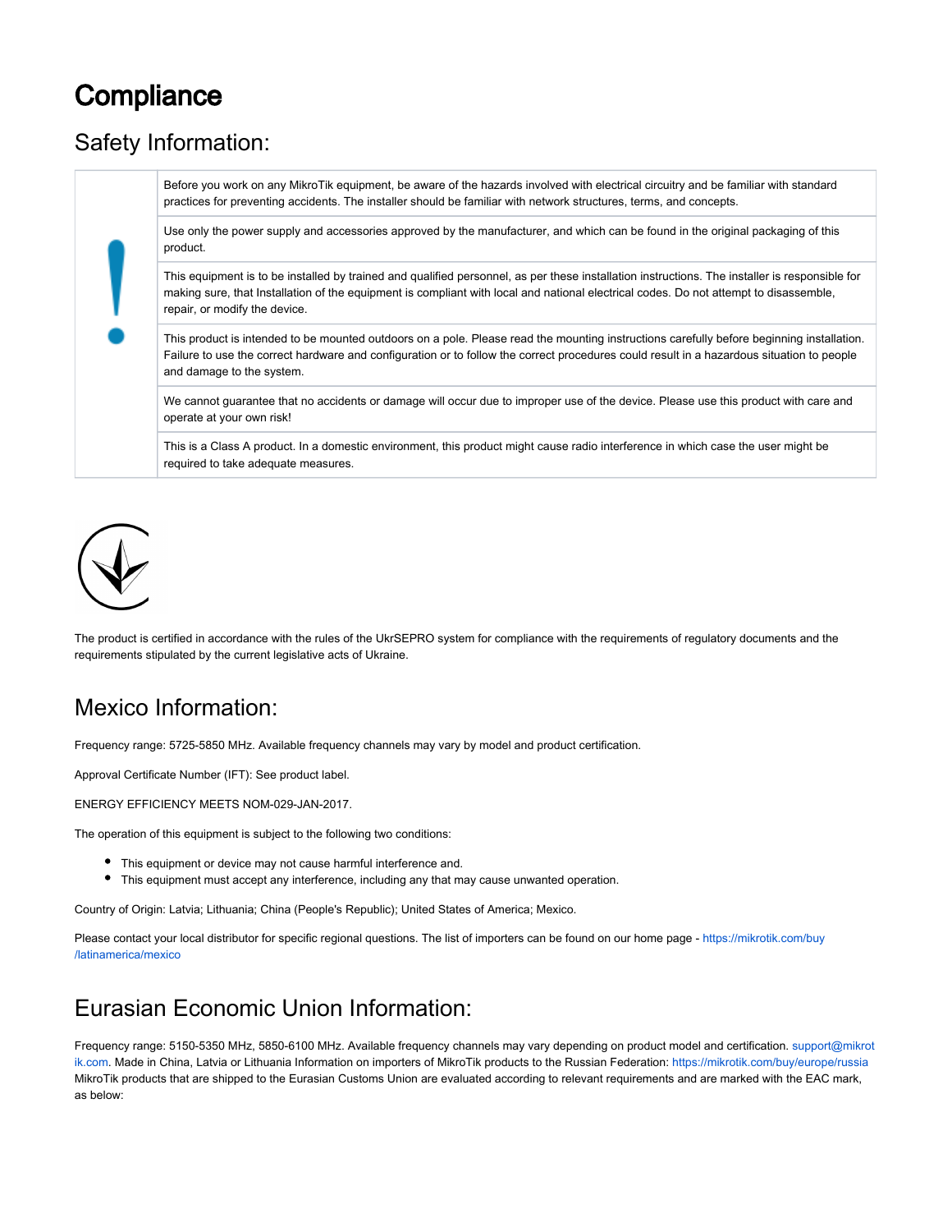# Compliance

## Safety Information:

| | |
|---|---|
| ! | Before you work on any MikroTik equipment, be aware of the hazards involved with electrical circuitry and be familiar with standard practices for preventing accidents. The installer should be familiar with network structures, terms, and concepts. |
| | Use only the power supply and accessories approved by the manufacturer, and which can be found in the original packaging of this product. |
| | This equipment is to be installed by trained and qualified personnel, as per these installation instructions. The installer is responsible for making sure, that Installation of the equipment is compliant with local and national electrical codes. Do not attempt to disassemble, repair, or modify the device. |
| | This product is intended to be mounted outdoors on a pole. Please read the mounting instructions carefully before beginning installation. Failure to use the correct hardware and configuration or to follow the correct procedures could result in a hazardous situation to people and damage to the system. |
| | We cannot guarantee that no accidents or damage will occur due to improper use of the device. Please use this product with care and operate at your own risk! |
| | This is a Class A product. In a domestic environment, this product might cause radio interference in which case the user might be required to take adequate measures. |

The product is certified in accordance with the rules of the UkrSEPRO system for compliance with the requirements of regulatory documents and the requirements stipulated by the current legislative acts of Ukraine.

## Mexico Information:

Frequency range: 5725-5850 MHz. Available frequency channels may vary by model and product certification.

Approval Certificate Number (IFT): See product label.

ENERGY EFFICIENCY MEETS NOM-029-JAN-2017.

The operation of this equipment is subject to the following two conditions:

- This equipment or device may not cause harmful interference and.
- This equipment must accept any interference, including any that may cause unwanted operation.

Country of Origin: Latvia; Lithuania; China (People's Republic); United States of America; Mexico.

Please contact your local distributor for specific regional questions. The list of importers can be found on our home page - https://mikrotik.com/buy/latinamerica/mexico

## Eurasian Economic Union Information:

Frequency range: 5150-5350 MHz, 5850-6100 MHz. Available frequency channels may vary depending on product model and certification. support@mikrotik.com. Made in China, Latvia or Lithuania Information on importers of MikroTik products to the Russian Federation: https://mikrotik.com/buy/europe/russia MikroTik products that are shipped to the Eurasian Customs Union are evaluated according to relevant requirements and are marked with the EAC mark, as below: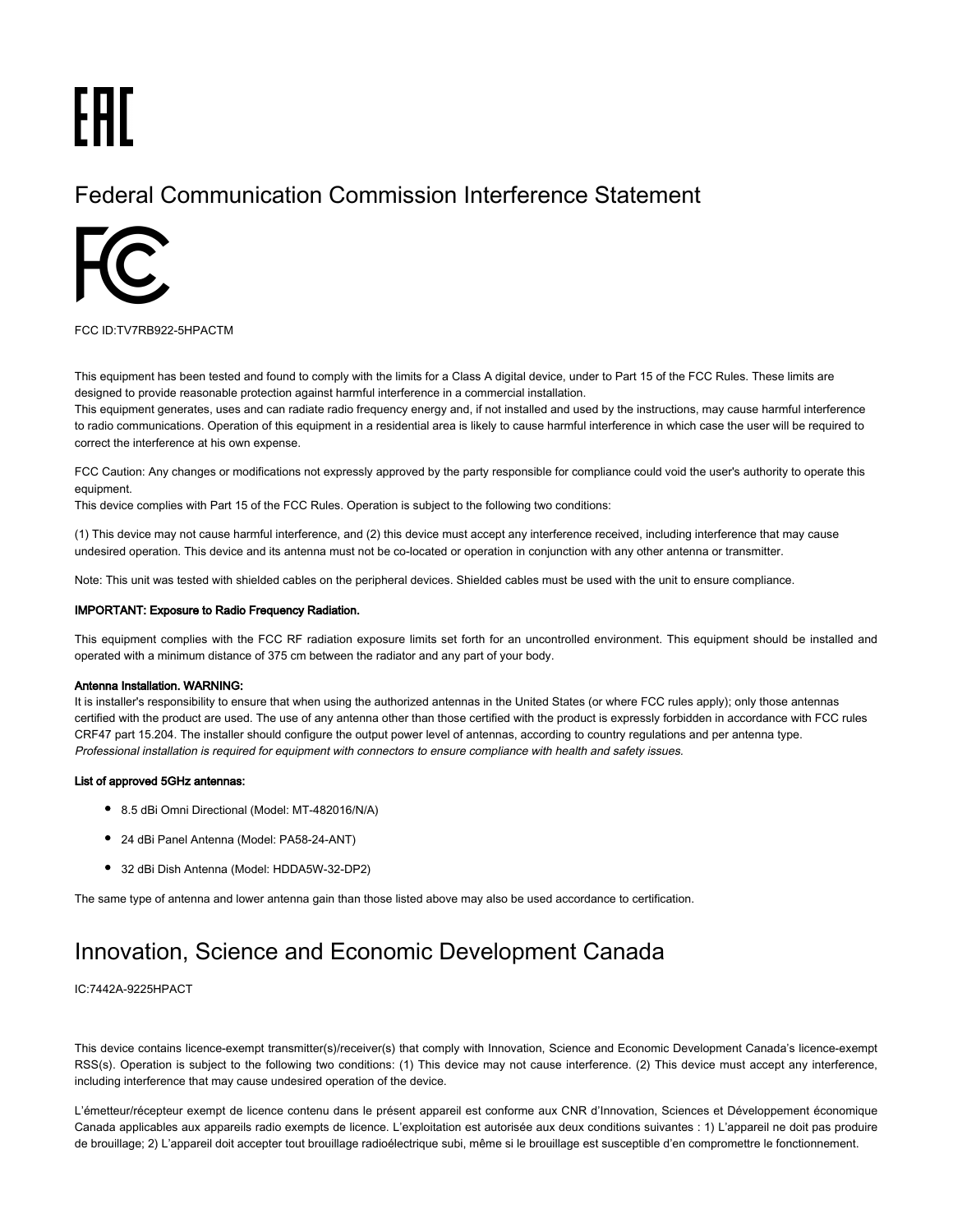## Federal Communication Commission Interference Statement

FCC ID:TV7RB922-5HPACTM

This equipment has been tested and found to comply with the limits for a Class A digital device, under to Part 15 of the FCC Rules. These limits are designed to provide reasonable protection against harmful interference in a commercial installation.
This equipment generates, uses and can radiate radio frequency energy and, if not installed and used by the instructions, may cause harmful interference to radio communications. Operation of this equipment in a residential area is likely to cause harmful interference in which case the user will be required to correct the interference at his own expense.

FCC Caution: Any changes or modifications not expressly approved by the party responsible for compliance could void the user's authority to operate this equipment.
This device complies with Part 15 of the FCC Rules. Operation is subject to the following two conditions:

(1) This device may not cause harmful interference, and (2) this device must accept any interference received, including interference that may cause undesired operation. This device and its antenna must not be co-located or operation in conjunction with any other antenna or transmitter.

Note: This unit was tested with shielded cables on the peripheral devices. Shielded cables must be used with the unit to ensure compliance.

**IMPORTANT: Exposure to Radio Frequency Radiation.**

This equipment complies with the FCC RF radiation exposure limits set forth for an uncontrolled environment. This equipment should be installed and operated with a minimum distance of 375 cm between the radiator and any part of your body.

**Antenna Installation. WARNING:**
It is installer's responsibility to ensure that when using the authorized antennas in the United States (or where FCC rules apply); only those antennas certified with the product are used. The use of any antenna other than those certified with the product is expressly forbidden in accordance with FCC rules CRF47 part 15.204. The installer should configure the output power level of antennas, according to country regulations and per antenna type.
*Professional installation is required for equipment with connectors to ensure compliance with health and safety issues.*

**List of approved 5GHz antennas:**

- 8.5 dBi Omni Directional (Model: MT-482016/N/A)
- 24 dBi Panel Antenna (Model: PA58-24-ANT)
- 32 dBi Dish Antenna (Model: HDDA5W-32-DP2)

The same type of antenna and lower antenna gain than those listed above may also be used accordance to certification.

## Innovation, Science and Economic Development Canada

IC:7442A-9225HPACT

This device contains licence-exempt transmitter(s)/receiver(s) that comply with Innovation, Science and Economic Development Canada's licence-exempt RSS(s). Operation is subject to the following two conditions: (1) This device may not cause interference. (2) This device must accept any interference, including interference that may cause undesired operation of the device.

L'émetteur/récepteur exempt de licence contenu dans le présent appareil est conforme aux CNR d'Innovation, Sciences et Développement économique Canada applicables aux appareils radio exempts de licence. L'exploitation est autorisée aux deux conditions suivantes : 1) L'appareil ne doit pas produire de brouillage; 2) L'appareil doit accepter tout brouillage radioélectrique subi, même si le brouillage est susceptible d'en compromettre le fonctionnement.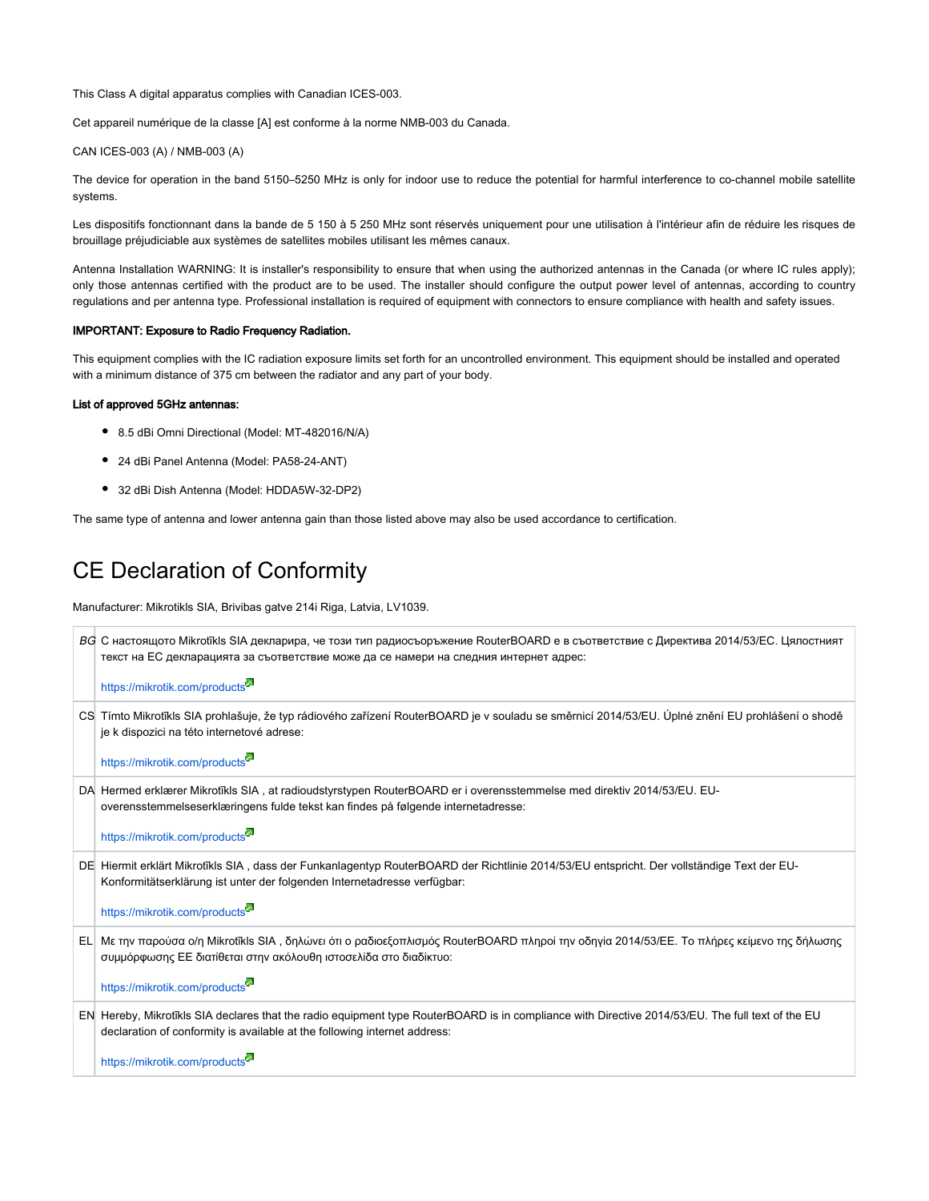This Class A digital apparatus complies with Canadian ICES-003.

Cet appareil numérique de la classe [A] est conforme à la norme NMB-003 du Canada.

CAN ICES-003 (A) / NMB-003 (A)

The device for operation in the band 5150–5250 MHz is only for indoor use to reduce the potential for harmful interference to co-channel mobile satellite systems.

Les dispositifs fonctionnant dans la bande de 5 150 à 5 250 MHz sont réservés uniquement pour une utilisation à l'intérieur afin de réduire les risques de brouillage préjudiciable aux systèmes de satellites mobiles utilisant les mêmes canaux.

Antenna Installation WARNING: It is installer's responsibility to ensure that when using the authorized antennas in the Canada (or where IC rules apply); only those antennas certified with the product are to be used. The installer should configure the output power level of antennas, according to country regulations and per antenna type. Professional installation is required of equipment with connectors to ensure compliance with health and safety issues.

**IMPORTANT: Exposure to Radio Frequency Radiation.**

This equipment complies with the IC radiation exposure limits set forth for an uncontrolled environment. This equipment should be installed and operated with a minimum distance of 375 cm between the radiator and any part of your body.

**List of approved 5GHz antennas:**

- 8.5 dBi Omni Directional (Model: MT-482016/N/A)
- 24 dBi Panel Antenna (Model: PA58-24-ANT)
- 32 dBi Dish Antenna (Model: HDDA5W-32-DP2)

The same type of antenna and lower antenna gain than those listed above may also be used accordance to certification.

# CE Declaration of Conformity

Manufacturer: Mikrotikls SIA, Brivibas gatve 214i Riga, Latvia, LV1039.

| | |
|---|---|
| *BG* | С настоящото Mikrotīkls SIA декларира, че този тип радиосъоръжение RouterBOARD е в съответствие с Директива 2014/53/ЕС. Цялостният текст на ЕС декларацията за съответствие може да се намери на следния интернет адрес: https://mikrotik.com/products |
| CS | Tímto Mikrotīkls SIA prohlašuje, že typ rádiového zařízení RouterBOARD je v souladu se směrnicí 2014/53/EU. Úplné znění EU prohlášení o shodě je k dispozici na této internetové adrese: https://mikrotik.com/products |
| DA | Hermed erklærer Mikrotīkls SIA , at radioudstyrstypen RouterBOARD er i overensstemmelse med direktiv 2014/53/EU. EU-overensstemmelseserklæringens fulde tekst kan findes på følgende internetadresse: https://mikrotik.com/products |
| DE | Hiermit erklärt Mikrotīkls SIA , dass der Funkanlagentyp RouterBOARD der Richtlinie 2014/53/EU entspricht. Der vollständige Text der EU-Konformitätserklärung ist unter der folgenden Internetadresse verfügbar: https://mikrotik.com/products |
| EL | Με την παρούσα ο/η Mikrotīkls SIA , δηλώνει ότι ο ραδιοεξοπλισμός RouterBOARD πληροί την οδηγία 2014/53/ΕΕ. Το πλήρες κείμενο της δήλωσης συμμόρφωσης ΕΕ διατίθεται στην ακόλουθη ιστοσελίδα στο διαδίκτυο: https://mikrotik.com/products |
| EN | Hereby, Mikrotīkls SIA declares that the radio equipment type RouterBOARD is in compliance with Directive 2014/53/EU. The full text of the EU declaration of conformity is available at the following internet address: https://mikrotik.com/products |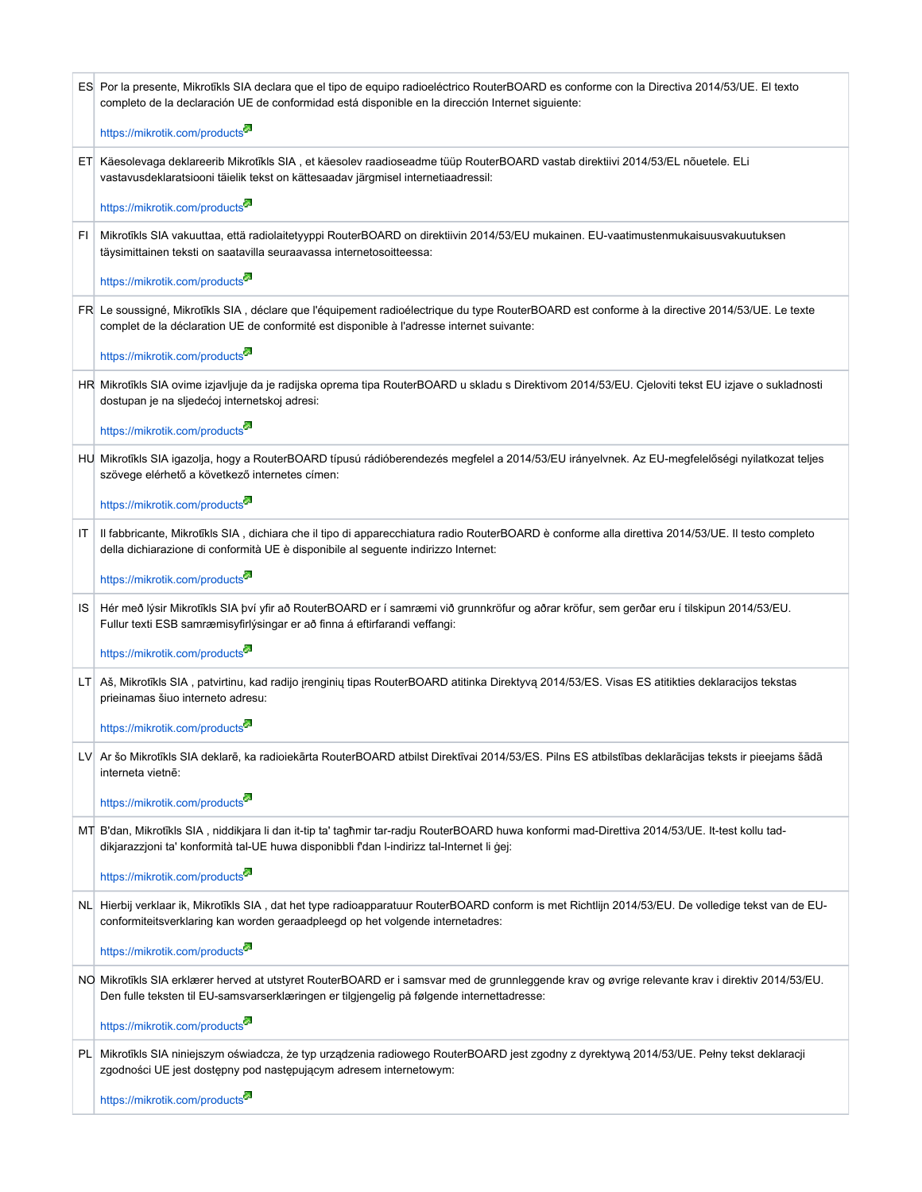| | |
|---|---|
| ES | Por la presente, Mikrotīkls SIA declara que el tipo de equipo radioeléctrico RouterBOARD es conforme con la Directiva 2014/53/UE. El texto completo de la declaración UE de conformidad está disponible en la dirección Internet siguiente:<br><br>https://mikrotik.com/products |
| ET | Käesolevaga deklareerib Mikrotīkls SIA , et käesolev raadioseadme tüüp RouterBOARD vastab direktiivi 2014/53/EL nõuetele. ELi vastavusdeklaratsiooni täielik tekst on kättesaadav järgmisel internetiaadressil:<br><br>https://mikrotik.com/products |
| FI | Mikrotīkls SIA vakuuttaa, että radiolaitetyyppi RouterBOARD on direktiivin 2014/53/EU mukainen. EU-vaatimustenmukaisuusvakuutuksen täysimittainen teksti on saatavilla seuraavassa internetosoitteessa:<br><br>https://mikrotik.com/products |
| FR | Le soussigné, Mikrotīkls SIA , déclare que l'équipement radioélectrique du type RouterBOARD est conforme à la directive 2014/53/UE. Le texte complet de la déclaration UE de conformité est disponible à l'adresse internet suivante:<br><br>https://mikrotik.com/products |
| HR | Mikrotīkls SIA ovime izjavljuje da je radijska oprema tipa RouterBOARD u skladu s Direktivom 2014/53/EU. Cjeloviti tekst EU izjave o sukladnosti dostupan je na sljedećoj internetskoj adresi:<br><br>https://mikrotik.com/products |
| HU | Mikrotīkls SIA igazolja, hogy a RouterBOARD típusú rádióberendezés megfelel a 2014/53/EU irányelvnek. Az EU-megfelelőségi nyilatkozat teljes szövege elérhető a következő internetes címen:<br><br>https://mikrotik.com/products |
| IT | Il fabbricante, Mikrotīkls SIA , dichiara che il tipo di apparecchiatura radio RouterBOARD è conforme alla direttiva 2014/53/UE. Il testo completo della dichiarazione di conformità UE è disponibile al seguente indirizzo Internet:<br><br>https://mikrotik.com/products |
| IS | Hér með lýsir Mikrotīkls SIA því yfir að RouterBOARD er í samræmi við grunnkröfur og aðrar kröfur, sem gerðar eru í tilskipun 2014/53/EU. Fullur texti ESB samræmisyfirlýsingar er að finna á eftirfarandi veffangi:<br><br>https://mikrotik.com/products |
| LT | Aš, Mikrotīkls SIA , patvirtinu, kad radijo įrenginių tipas RouterBOARD atitinka Direktyvą 2014/53/ES. Visas ES atitikties deklaracijos tekstas prieinamas šiuo interneto adresu:<br><br>https://mikrotik.com/products |
| LV | Ar šo Mikrotīkls SIA deklarē, ka radioiekārta RouterBOARD atbilst Direktīvai 2014/53/ES. Pilns ES atbilstības deklarācijas teksts ir pieejams šādā interneta vietnē:<br><br>https://mikrotik.com/products |
| MT | B'dan, Mikrotīkls SIA , niddikjara li dan it-tip ta' tagħmir tar-radju RouterBOARD huwa konformi mad-Direttiva 2014/53/UE. It-test kollu tad-dikjarazzjoni ta' konformità tal-UE huwa disponibbli f'dan l-indirizz tal-Internet li ġej:<br><br>https://mikrotik.com/products |
| NL | Hierbij verklaar ik, Mikrotīkls SIA , dat het type radioapparatuur RouterBOARD conform is met Richtlijn 2014/53/EU. De volledige tekst van de EU-conformiteitsverklaring kan worden geraadpleegd op het volgende internetadres:<br><br>https://mikrotik.com/products |
| NO | Mikrotīkls SIA erklærer herved at utstyret RouterBOARD er i samsvar med de grunnleggende krav og øvrige relevante krav i direktiv 2014/53/EU. Den fulle teksten til EU-samsvarserklæringen er tilgjengelig på følgende internettadresse:<br><br>https://mikrotik.com/products |
| PL | Mikrotīkls SIA niniejszym oświadcza, że typ urządzenia radiowego RouterBOARD jest zgodny z dyrektywą 2014/53/UE. Pełny tekst deklaracji zgodności UE jest dostępny pod następującym adresem internetowym:<br><br>https://mikrotik.com/products |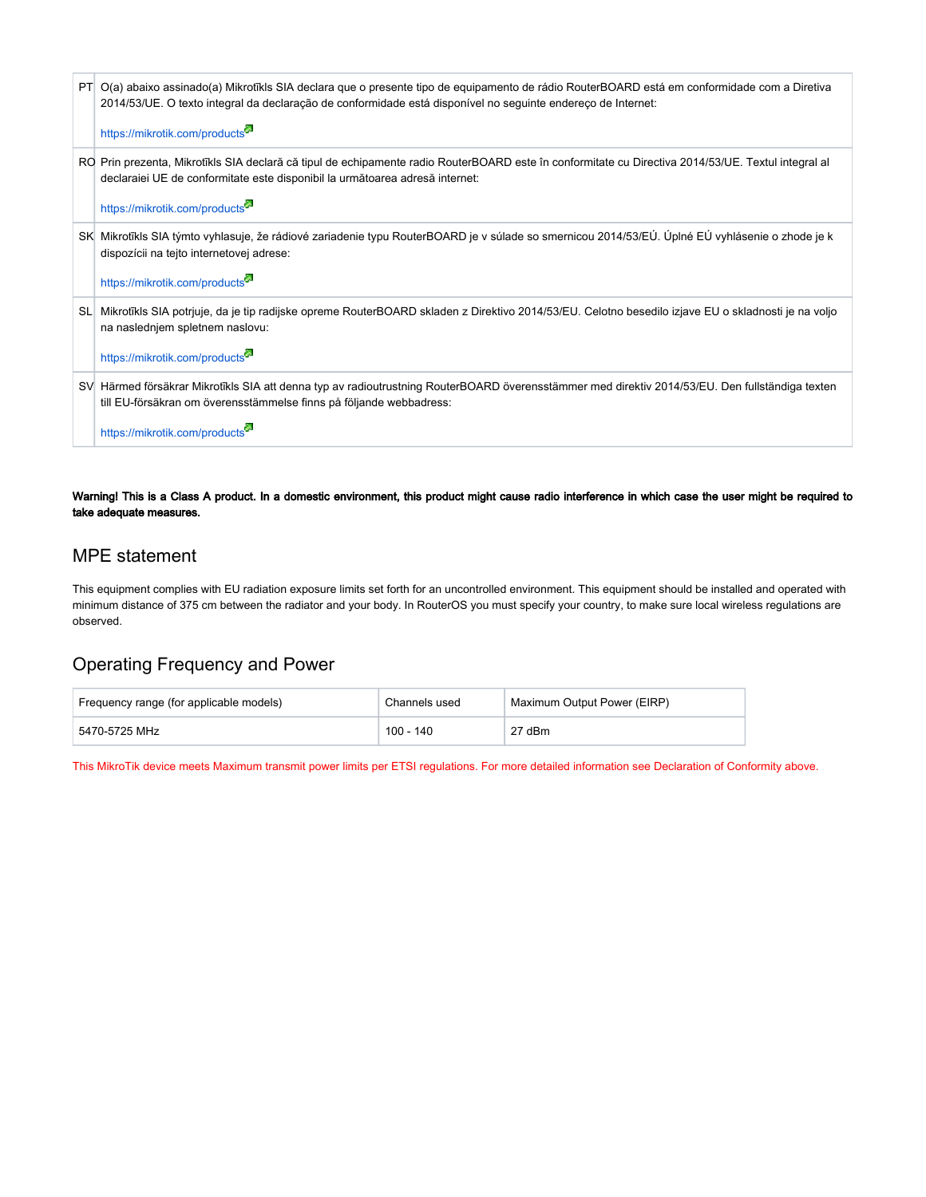| | |
|---|---|
| PT | O(a) abaixo assinado(a) Mikrotīkls SIA declara que o presente tipo de equipamento de rádio RouterBOARD está em conformidade com a Diretiva 2014/53/UE. O texto integral da declaração de conformidade está disponível no seguinte endereço de Internet:<br><br>https://mikrotik.com/products |
| RO | Prin prezenta, Mikrotīkls SIA declară că tipul de echipamente radio RouterBOARD este în conformitate cu Directiva 2014/53/UE. Textul integral al declaraiei UE de conformitate este disponibil la următoarea adresă internet:<br><br>https://mikrotik.com/products |
| SK | Mikrotīkls SIA týmto vyhlasuje, že rádiové zariadenie typu RouterBOARD je v súlade so smernicou 2014/53/EÚ. Úplné EÚ vyhlásenie o zhode je k dispozícii na tejto internetovej adrese:<br><br>https://mikrotik.com/products |
| SL | Mikrotīkls SIA potrjuje, da je tip radijske opreme RouterBOARD skladen z Direktivo 2014/53/EU. Celotno besedilo izjave EU o skladnosti je na voljo na naslednjem spletnem naslovu:<br><br>https://mikrotik.com/products |
| SV | Härmed försäkrar Mikrotīkls SIA att denna typ av radioutrustning RouterBOARD överensstämmer med direktiv 2014/53/EU. Den fullständiga texten till EU-försäkran om överensstämmelse finns på följande webbadress:<br><br>https://mikrotik.com/products |

**Warning! This is a Class A product. In a domestic environment, this product might cause radio interference in which case the user might be required to take adequate measures.**

## MPE statement

This equipment complies with EU radiation exposure limits set forth for an uncontrolled environment. This equipment should be installed and operated with minimum distance of 375 cm between the radiator and your body. In RouterOS you must specify your country, to make sure local wireless regulations are observed.

## Operating Frequency and Power

| Frequency range (for applicable models) | Channels used | Maximum Output Power (EIRP) |
|---|---|---|
| 5470-5725 MHz | 100 - 140 | 27 dBm |

This MikroTik device meets Maximum transmit power limits per ETSI regulations. For more detailed information see Declaration of Conformity above.